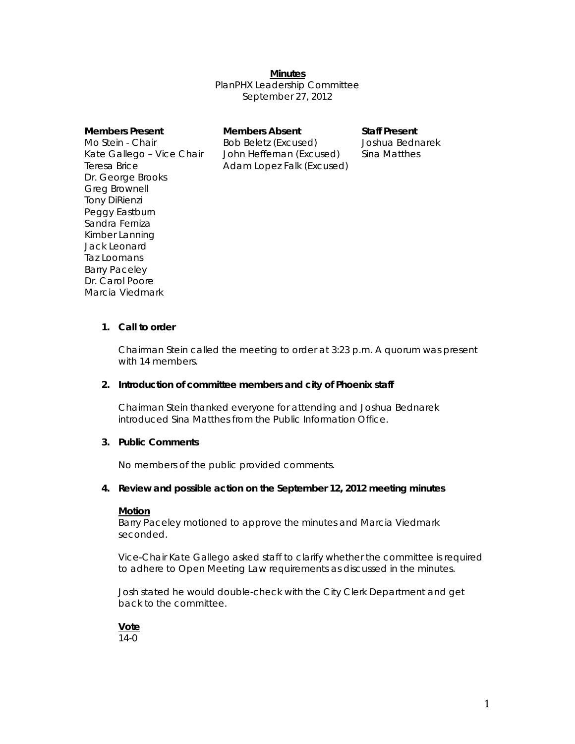**Minutes**

PlanPHX Leadership Committee
September 27, 2012

| Members Present | Members Absent | Staff Present |
|---|---|---|
| Mo Stein - Chair | Bob Beletz (Excused) | Joshua Bednarek |
| Kate Gallego – Vice Chair | John Heffernan (Excused) | Sina Matthes |
| Teresa Brice | Adam Lopez Falk (Excused) | |
| Dr. George Brooks | | |
| Greg Brownell | | |
| Tony DiRienzi | | |
| Peggy Eastburn | | |
| Sandra Ferniza | | |
| Kimber Lanning | | |
| Jack Leonard | | |
| Taz Loomans | | |
| Barry Paceley | | |
| Dr. Carol Poore | | |
| Marcia Viedmark | | |

1. **Call to order**

   Chairman Stein called the meeting to order at 3:23 p.m. A quorum was present with 14 members.

2. **Introduction of committee members and city of Phoenix staff**

   Chairman Stein thanked everyone for attending and Joshua Bednarek introduced Sina Matthes from the Public Information Office.

3. **Public Comments**

   No members of the public provided comments.

4. **Review and possible action on the September 12, 2012 meeting minutes**

   **Motion**
   Barry Paceley motioned to approve the minutes and Marcia Viedmark seconded.

   Vice-Chair Kate Gallego asked staff to clarify whether the committee is required to adhere to Open Meeting Law requirements as discussed in the minutes.

   Josh stated he would double-check with the City Clerk Department and get back to the committee.

   **Vote**
   14-0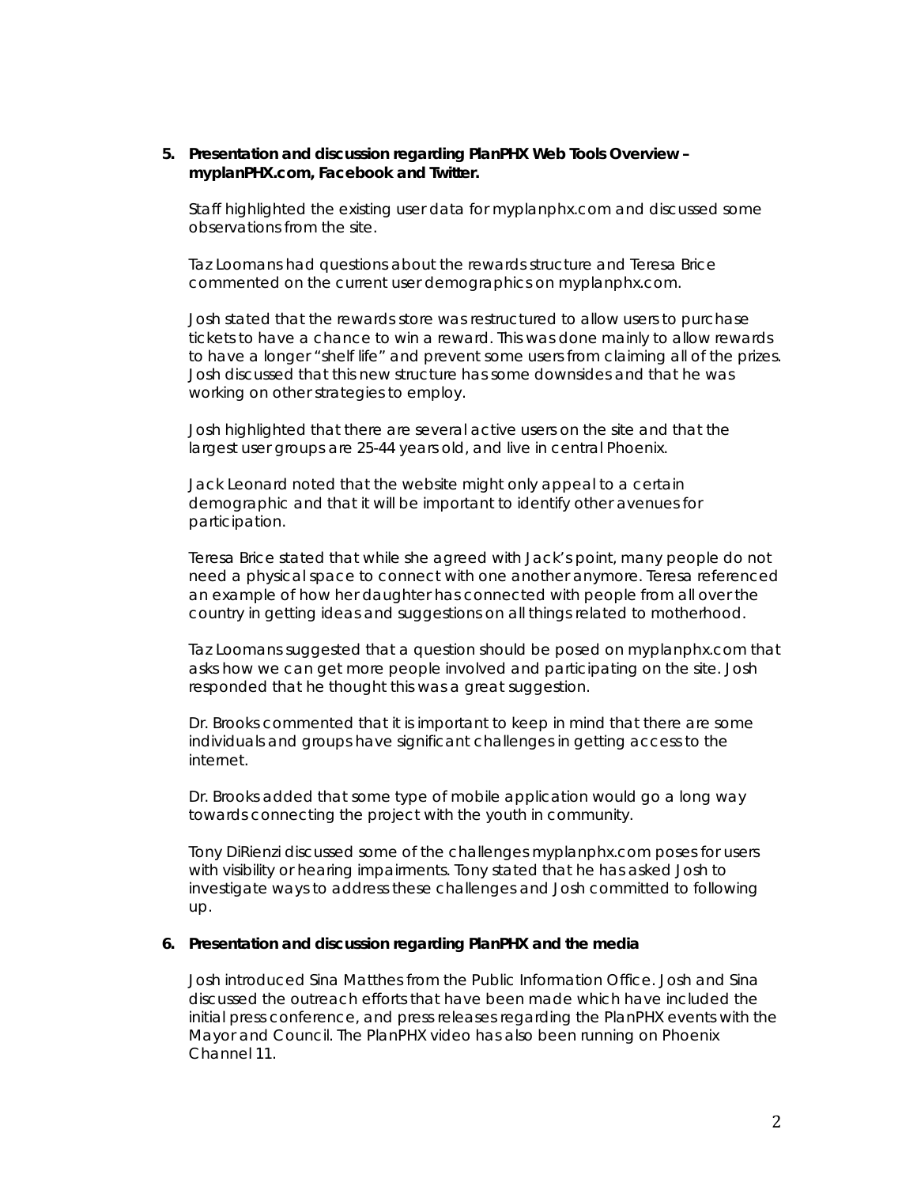5. **Presentation and discussion regarding PlanPHX Web Tools Overview – myplanPHX.com, Facebook and Twitter.**

   Staff highlighted the existing user data for myplanphx.com and discussed some observations from the site.

   Taz Loomans had questions about the rewards structure and Teresa Brice commented on the current user demographics on myplanphx.com.

   Josh stated that the rewards store was restructured to allow users to purchase tickets to have a chance to win a reward. This was done mainly to allow rewards to have a longer "shelf life" and prevent some users from claiming all of the prizes. Josh discussed that this new structure has some downsides and that he was working on other strategies to employ.

   Josh highlighted that there are several active users on the site and that the largest user groups are 25-44 years old, and live in central Phoenix.

   Jack Leonard noted that the website might only appeal to a certain demographic and that it will be important to identify other avenues for participation.

   Teresa Brice stated that while she agreed with Jack's point, many people do not need a physical space to connect with one another anymore. Teresa referenced an example of how her daughter has connected with people from all over the country in getting ideas and suggestions on all things related to motherhood.

   Taz Loomans suggested that a question should be posed on myplanphx.com that asks how we can get more people involved and participating on the site. Josh responded that he thought this was a great suggestion.

   Dr. Brooks commented that it is important to keep in mind that there are some individuals and groups have significant challenges in getting access to the internet.

   Dr. Brooks added that some type of mobile application would go a long way towards connecting the project with the youth in community.

   Tony DiRienzi discussed some of the challenges myplanphx.com poses for users with visibility or hearing impairments. Tony stated that he has asked Josh to investigate ways to address these challenges and Josh committed to following up.

6. **Presentation and discussion regarding PlanPHX and the media**

   Josh introduced Sina Matthes from the Public Information Office. Josh and Sina discussed the outreach efforts that have been made which have included the initial press conference, and press releases regarding the PlanPHX events with the Mayor and Council. The PlanPHX video has also been running on Phoenix Channel 11.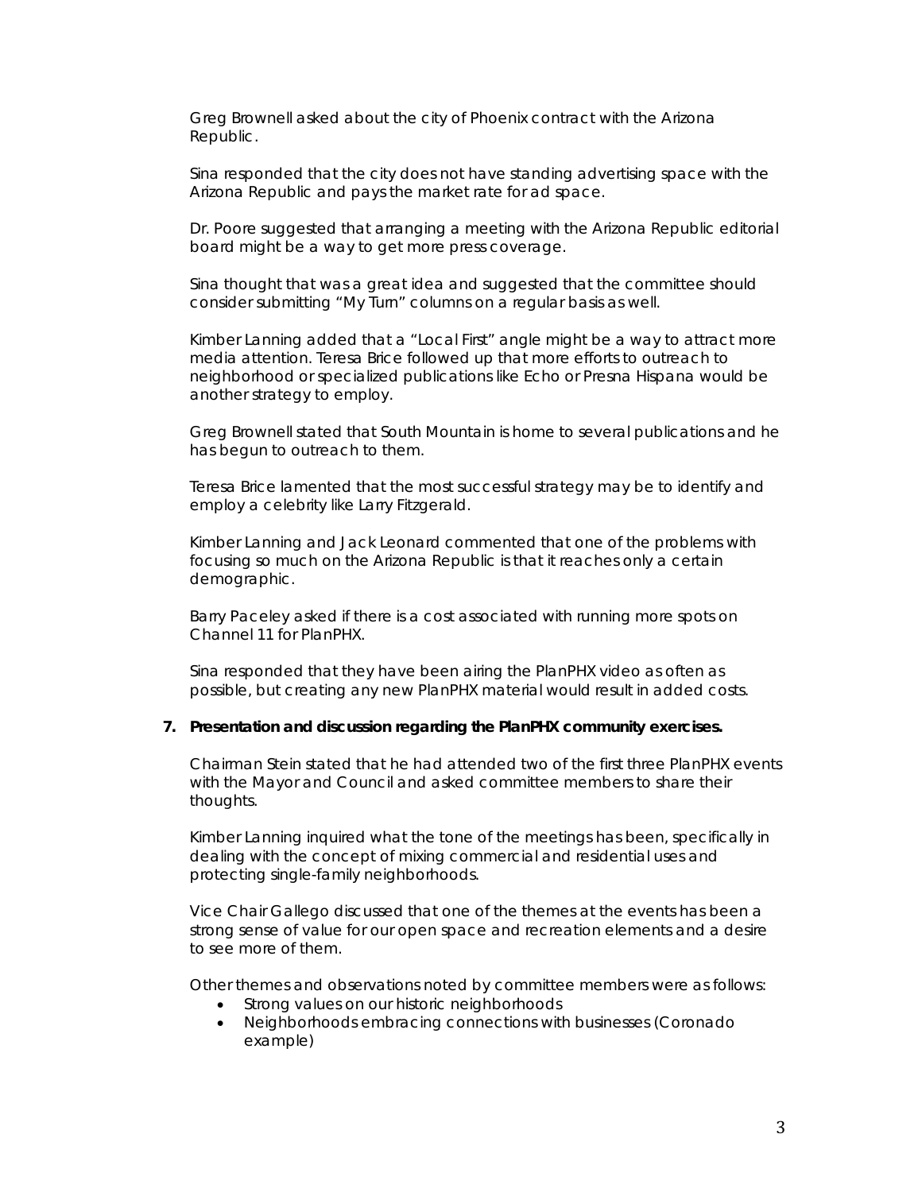Greg Brownell asked about the city of Phoenix contract with the Arizona Republic.

Sina responded that the city does not have standing advertising space with the Arizona Republic and pays the market rate for ad space.

Dr. Poore suggested that arranging a meeting with the Arizona Republic editorial board might be a way to get more press coverage.

Sina thought that was a great idea and suggested that the committee should consider submitting "My Turn" columns on a regular basis as well.

Kimber Lanning added that a "Local First" angle might be a way to attract more media attention. Teresa Brice followed up that more efforts to outreach to neighborhood or specialized publications like Echo or Presna Hispana would be another strategy to employ.

Greg Brownell stated that South Mountain is home to several publications and he has begun to outreach to them.

Teresa Brice lamented that the most successful strategy may be to identify and employ a celebrity like Larry Fitzgerald.

Kimber Lanning and Jack Leonard commented that one of the problems with focusing so much on the Arizona Republic is that it reaches only a certain demographic.

Barry Paceley asked if there is a cost associated with running more spots on Channel 11 for PlanPHX.

Sina responded that they have been airing the PlanPHX video as often as possible, but creating any new PlanPHX material would result in added costs.

**7. Presentation and discussion regarding the PlanPHX community exercises.**

Chairman Stein stated that he had attended two of the first three PlanPHX events with the Mayor and Council and asked committee members to share their thoughts.

Kimber Lanning inquired what the tone of the meetings has been, specifically in dealing with the concept of mixing commercial and residential uses and protecting single-family neighborhoods.

Vice Chair Gallego discussed that one of the themes at the events has been a strong sense of value for our open space and recreation elements and a desire to see more of them.

Other themes and observations noted by committee members were as follows:

- Strong values on our historic neighborhoods
- Neighborhoods embracing connections with businesses (Coronado example)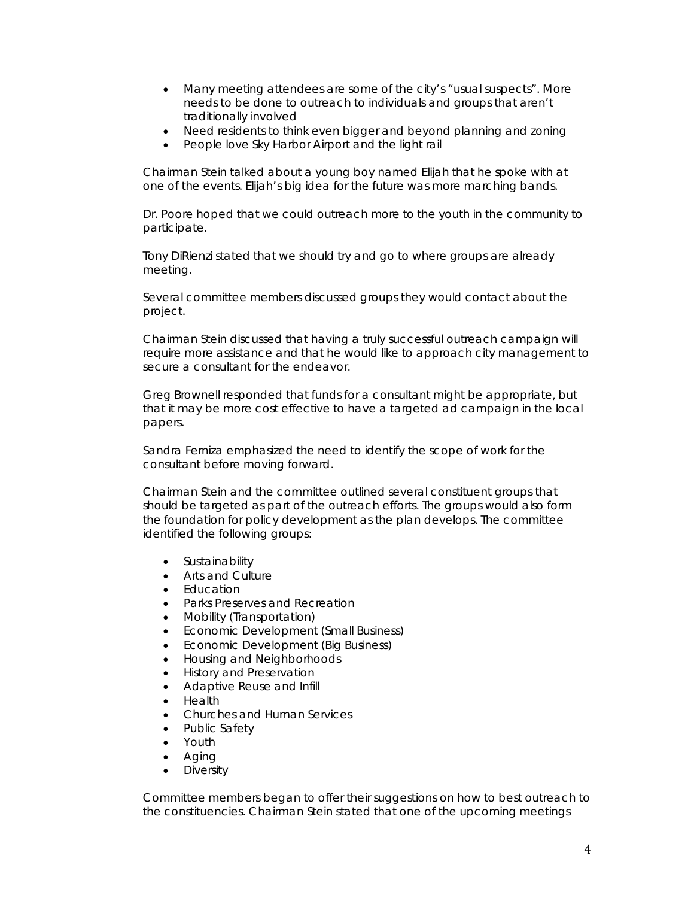- Many meeting attendees are some of the city's "usual suspects". More needs to be done to outreach to individuals and groups that aren't traditionally involved
- Need residents to think even bigger and beyond planning and zoning
- People love Sky Harbor Airport and the light rail

Chairman Stein talked about a young boy named Elijah that he spoke with at one of the events. Elijah's big idea for the future was more marching bands.

Dr. Poore hoped that we could outreach more to the youth in the community to participate.

Tony DiRienzi stated that we should try and go to where groups are already meeting.

Several committee members discussed groups they would contact about the project.

Chairman Stein discussed that having a truly successful outreach campaign will require more assistance and that he would like to approach city management to secure a consultant for the endeavor.

Greg Brownell responded that funds for a consultant might be appropriate, but that it may be more cost effective to have a targeted ad campaign in the local papers.

Sandra Ferniza emphasized the need to identify the scope of work for the consultant before moving forward.

Chairman Stein and the committee outlined several constituent groups that should be targeted as part of the outreach efforts. The groups would also form the foundation for policy development as the plan develops. The committee identified the following groups:

- Sustainability
- Arts and Culture
- Education
- Parks Preserves and Recreation
- Mobility (Transportation)
- Economic Development (Small Business)
- Economic Development (Big Business)
- Housing and Neighborhoods
- History and Preservation
- Adaptive Reuse and Infill
- Health
- Churches and Human Services
- Public Safety
- Youth
- Aging
- Diversity

Committee members began to offer their suggestions on how to best outreach to the constituencies. Chairman Stein stated that one of the upcoming meetings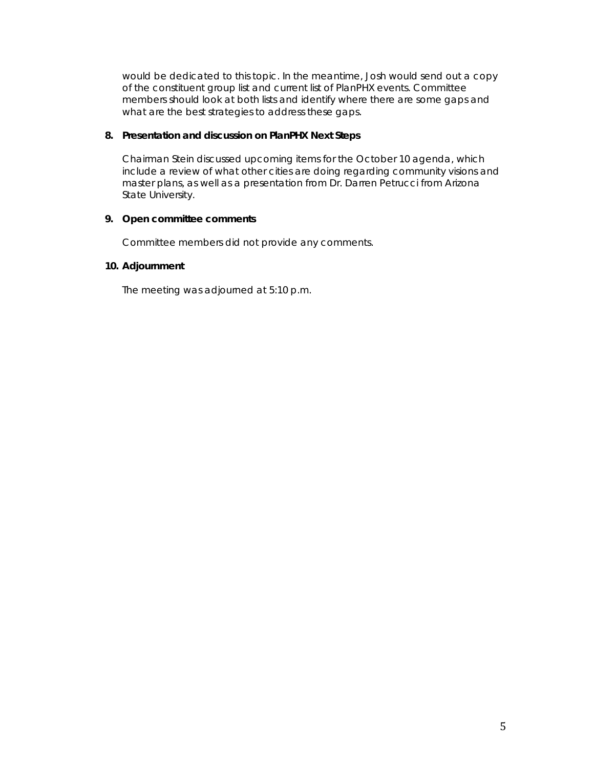would be dedicated to this topic. In the meantime, Josh would send out a copy of the constituent group list and current list of PlanPHX events. Committee members should look at both lists and identify where there are some gaps and what are the best strategies to address these gaps.

**8. Presentation and discussion on PlanPHX Next Steps**

Chairman Stein discussed upcoming items for the October 10 agenda, which include a review of what other cities are doing regarding community visions and master plans, as well as a presentation from Dr. Darren Petrucci from Arizona State University.

**9. Open committee comments**

Committee members did not provide any comments.

**10. Adjournment**

The meeting was adjourned at 5:10 p.m.